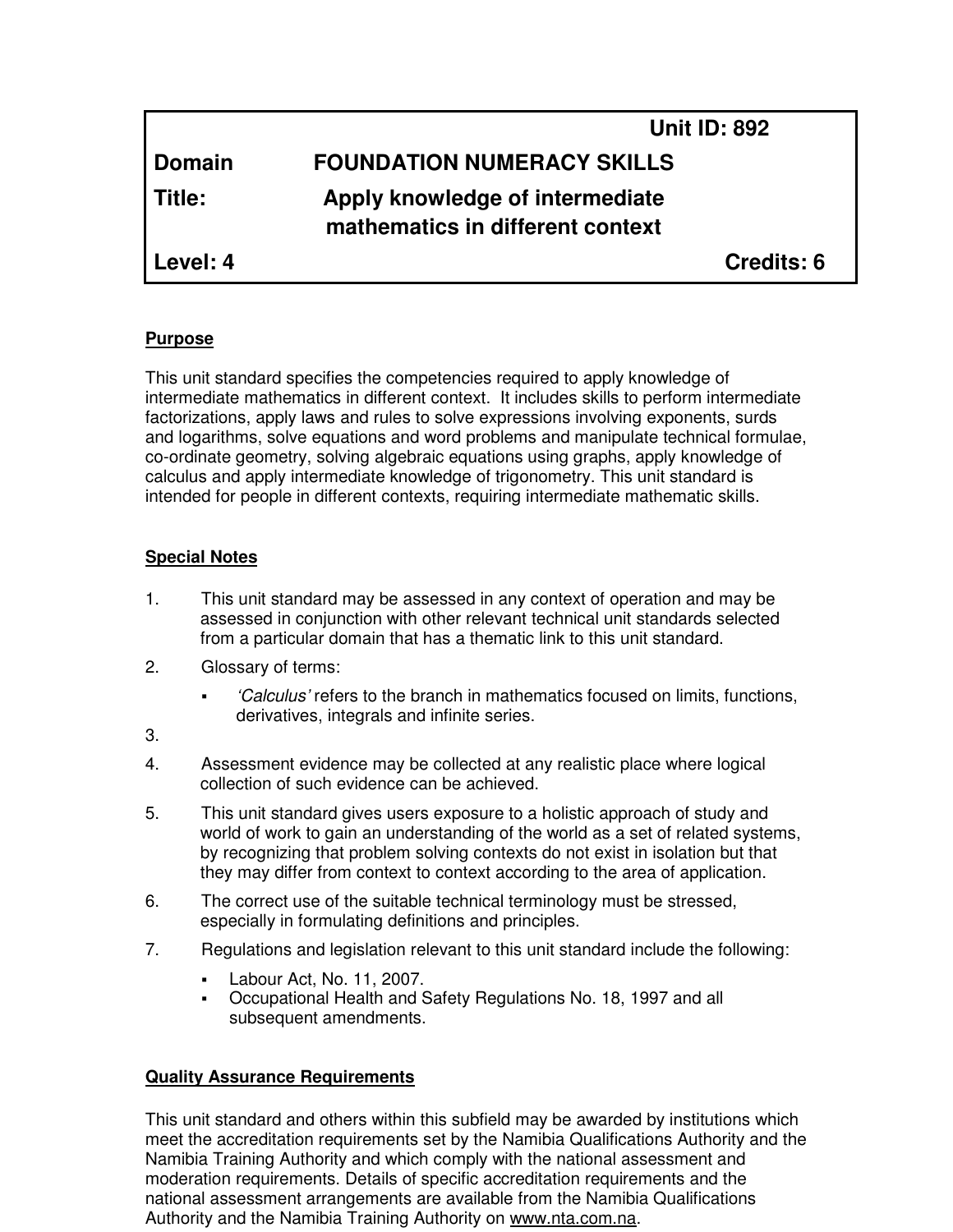| | | |
|---|---|---|
| | | **Unit ID: 892** |
| **Domain** | **FOUNDATION NUMERACY SKILLS** | |
| **Title:** | **Apply knowledge of intermediate mathematics in different context** | |
| **Level: 4** | | **Credits: 6** |

**Purpose**

This unit standard specifies the competencies required to apply knowledge of intermediate mathematics in different context. It includes skills to perform intermediate factorizations, apply laws and rules to solve expressions involving exponents, surds and logarithms, solve equations and word problems and manipulate technical formulae, co-ordinate geometry, solving algebraic equations using graphs, apply knowledge of calculus and apply intermediate knowledge of trigonometry. This unit standard is intended for people in different contexts, requiring intermediate mathematic skills.

**Special Notes**

1. This unit standard may be assessed in any context of operation and may be assessed in conjunction with other relevant technical unit standards selected from a particular domain that has a thematic link to this unit standard.
2. Glossary of terms:
   - *'Calculus'* refers to the branch in mathematics focused on limits, functions, derivatives, integrals and infinite series.
3. 
4. Assessment evidence may be collected at any realistic place where logical collection of such evidence can be achieved.
5. This unit standard gives users exposure to a holistic approach of study and world of work to gain an understanding of the world as a set of related systems, by recognizing that problem solving contexts do not exist in isolation but that they may differ from context to context according to the area of application.
6. The correct use of the suitable technical terminology must be stressed, especially in formulating definitions and principles.
7. Regulations and legislation relevant to this unit standard include the following:
   - Labour Act, No. 11, 2007.
   - Occupational Health and Safety Regulations No. 18, 1997 and all subsequent amendments.

**Quality Assurance Requirements**

This unit standard and others within this subfield may be awarded by institutions which meet the accreditation requirements set by the Namibia Qualifications Authority and the Namibia Training Authority and which comply with the national assessment and moderation requirements. Details of specific accreditation requirements and the national assessment arrangements are available from the Namibia Qualifications Authority and the Namibia Training Authority on www.nta.com.na.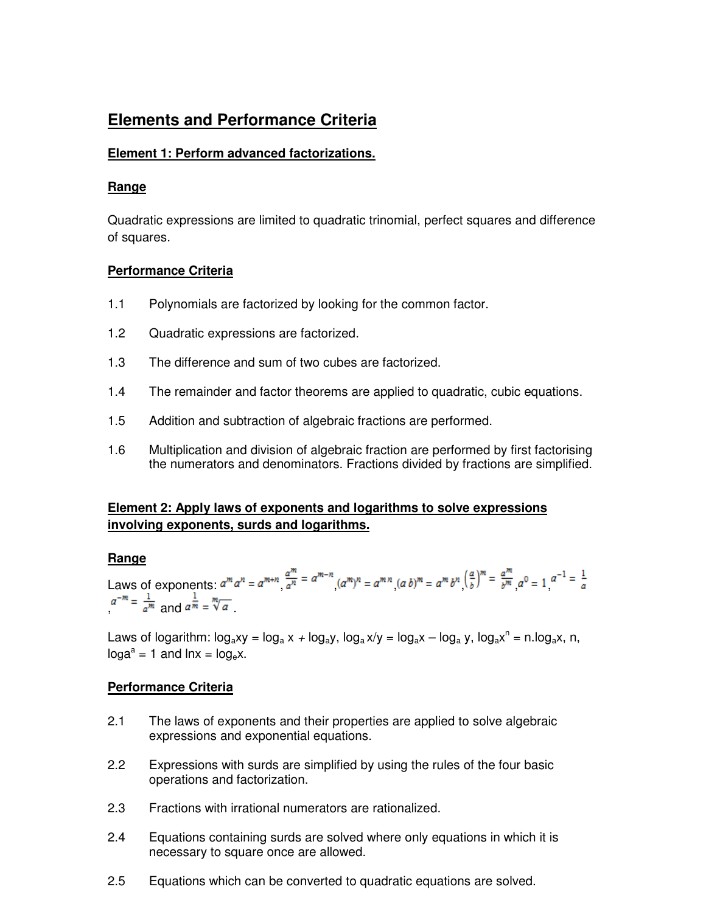# Elements and Performance Criteria

## Element 1: Perform advanced factorizations.

### Range

Quadratic expressions are limited to quadratic trinomial, perfect squares and difference of squares.

### Performance Criteria

1.1 Polynomials are factorized by looking for the common factor.

1.2 Quadratic expressions are factorized.

1.3 The difference and sum of two cubes are factorized.

1.4 The remainder and factor theorems are applied to quadratic, cubic equations.

1.5 Addition and subtraction of algebraic fractions are performed.

1.6 Multiplication and division of algebraic fraction are performed by first factorising the numerators and denominators. Fractions divided by fractions are simplified.

## Element 2: Apply laws of exponents and logarithms to solve expressions involving exponents, surds and logarithms.

### Range

Laws of exponents: $a^m a^n = a^{m+n}$, $\frac{a^m}{a^n} = a^{m-n}$, $(a^m)^n = a^{mn}$, $(ab)^m = a^m b^n$, $\left(\frac{a}{b}\right)^m = \frac{a^m}{b^m}$, $a^0 = 1$, $a^{-1} = \frac{1}{a}$, $a^{-m} = \frac{1}{a^m}$ and $a^{\frac{1}{m}} = \sqrt[m]{a}$.

Laws of logarithm: $\log_a xy = \log_a x + \log_a y$, $\log_a x/y = \log_a x - \log_a y$, $\log_a x^n = n.\log_a x$, n, $\log a^a = 1$ and $\ln x = \log_e x$.

### Performance Criteria

2.1 The laws of exponents and their properties are applied to solve algebraic expressions and exponential equations.

2.2 Expressions with surds are simplified by using the rules of the four basic operations and factorization.

2.3 Fractions with irrational numerators are rationalized.

2.4 Equations containing surds are solved where only equations in which it is necessary to square once are allowed.

2.5 Equations which can be converted to quadratic equations are solved.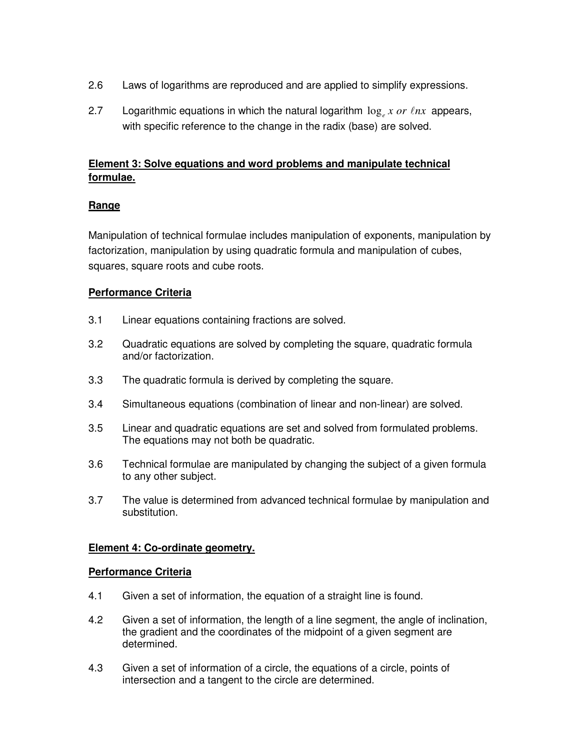2.6 Laws of logarithms are reproduced and are applied to simplify expressions.

2.7 Logarithmic equations in which the natural logarithm $\log_e x \; or \; \ell nx$ appears, with specific reference to the change in the radix (base) are solved.

**Element 3: Solve equations and word problems and manipulate technical formulae.**

**Range**

Manipulation of technical formulae includes manipulation of exponents, manipulation by factorization, manipulation by using quadratic formula and manipulation of cubes, squares, square roots and cube roots.

**Performance Criteria**

3.1 Linear equations containing fractions are solved.

3.2 Quadratic equations are solved by completing the square, quadratic formula and/or factorization.

3.3 The quadratic formula is derived by completing the square.

3.4 Simultaneous equations (combination of linear and non-linear) are solved.

3.5 Linear and quadratic equations are set and solved from formulated problems. The equations may not both be quadratic.

3.6 Technical formulae are manipulated by changing the subject of a given formula to any other subject.

3.7 The value is determined from advanced technical formulae by manipulation and substitution.

**Element 4: Co-ordinate geometry.**

**Performance Criteria**

4.1 Given a set of information, the equation of a straight line is found.

4.2 Given a set of information, the length of a line segment, the angle of inclination, the gradient and the coordinates of the midpoint of a given segment are determined.

4.3 Given a set of information of a circle, the equations of a circle, points of intersection and a tangent to the circle are determined.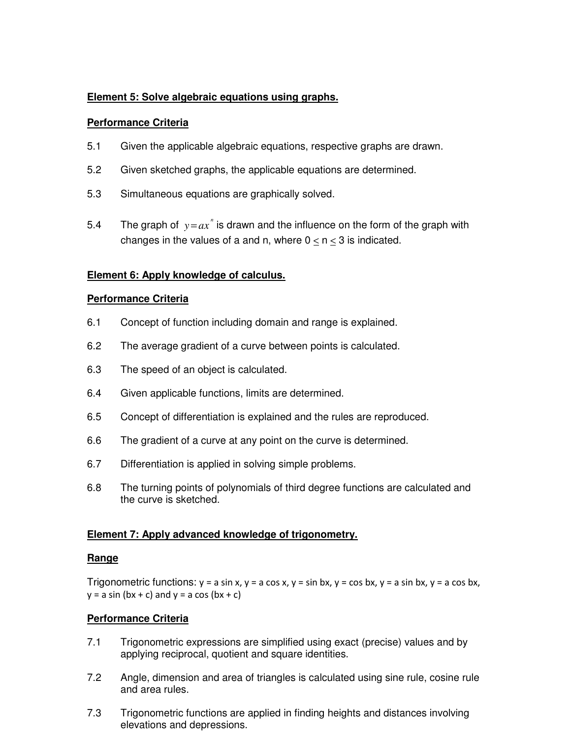**Element 5: Solve algebraic equations using graphs.**

**Performance Criteria**

5.1 Given the applicable algebraic equations, respective graphs are drawn.

5.2 Given sketched graphs, the applicable equations are determined.

5.3 Simultaneous equations are graphically solved.

5.4 The graph of $y = ax^n$ is drawn and the influence on the form of the graph with changes in the values of a and n, where $0 \leq n \leq 3$ is indicated.

**Element 6: Apply knowledge of calculus.**

**Performance Criteria**

6.1 Concept of function including domain and range is explained.

6.2 The average gradient of a curve between points is calculated.

6.3 The speed of an object is calculated.

6.4 Given applicable functions, limits are determined.

6.5 Concept of differentiation is explained and the rules are reproduced.

6.6 The gradient of a curve at any point on the curve is determined.

6.7 Differentiation is applied in solving simple problems.

6.8 The turning points of polynomials of third degree functions are calculated and the curve is sketched.

**Element 7: Apply advanced knowledge of trigonometry.**

**Range**

Trigonometric functions: $y = a \sin x$, $y = a \cos x$, $y = \sin bx$, $y = \cos bx$, $y = a \sin bx$, $y = a \cos bx$, $y = a \sin (bx + c)$ and $y = a \cos (bx + c)$

**Performance Criteria**

7.1 Trigonometric expressions are simplified using exact (precise) values and by applying reciprocal, quotient and square identities.

7.2 Angle, dimension and area of triangles is calculated using sine rule, cosine rule and area rules.

7.3 Trigonometric functions are applied in finding heights and distances involving elevations and depressions.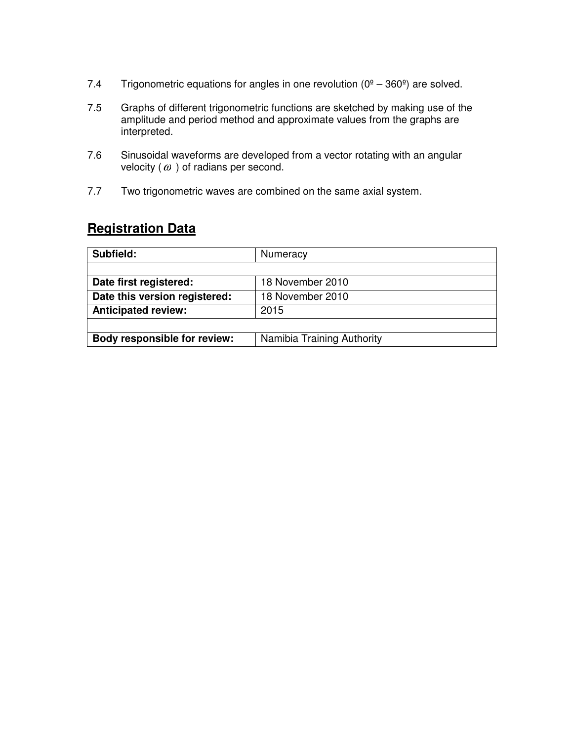7.4 Trigonometric equations for angles in one revolution (0º – 360º) are solved.

7.5 Graphs of different trigonometric functions are sketched by making use of the amplitude and period method and approximate values from the graphs are interpreted.

7.6 Sinusoidal waveforms are developed from a vector rotating with an angular velocity ( $\omega$ ) of radians per second.

7.7 Two trigonometric waves are combined on the same axial system.

## Registration Data

| | |
|---|---|
| **Subfield:** | Numeracy |
| | |
| **Date first registered:** | 18 November 2010 |
| **Date this version registered:** | 18 November 2010 |
| **Anticipated review:** | 2015 |
| | |
| **Body responsible for review:** | Namibia Training Authority |